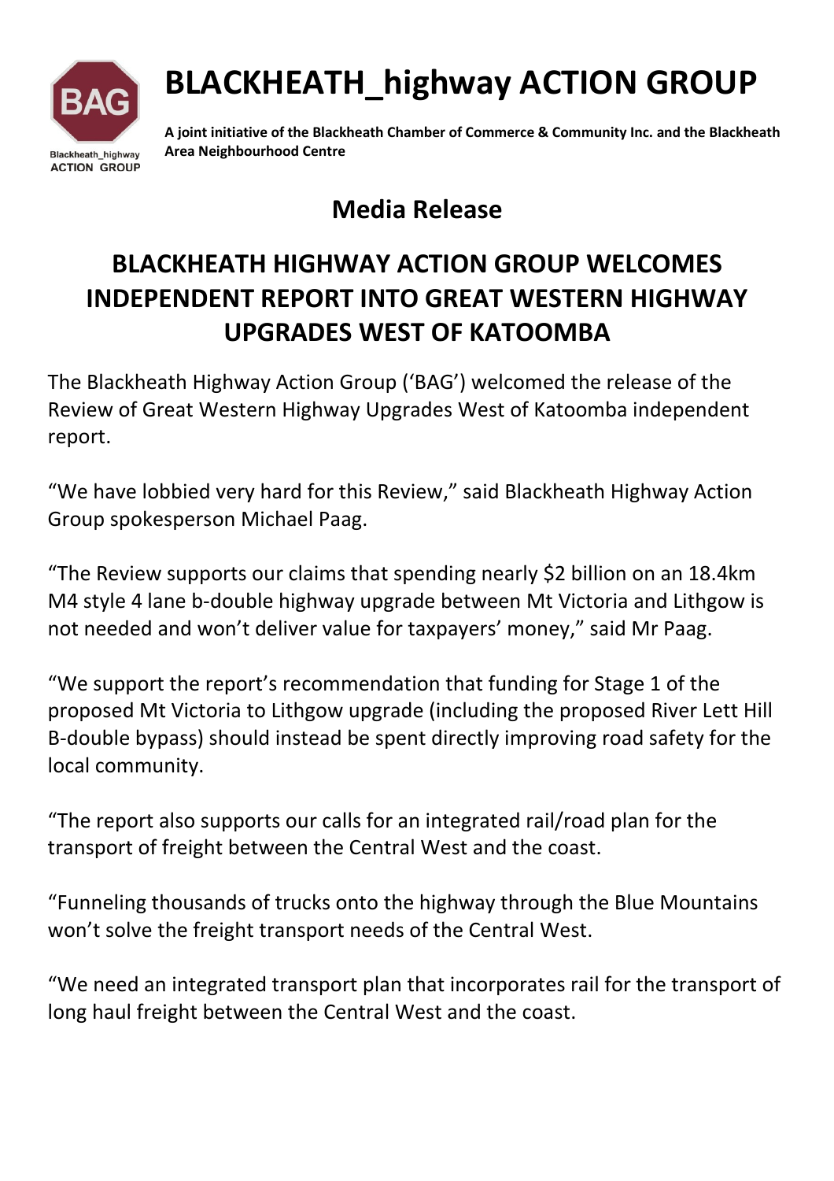# BLACKHEATH_highway ACTION GROUP

**A joint initiative of the Blackheath Chamber of Commerce & Community Inc. and the Blackheath Area Neighbourhood Centre**

## Media Release

## BLACKHEATH HIGHWAY ACTION GROUP WELCOMES INDEPENDENT REPORT INTO GREAT WESTERN HIGHWAY UPGRADES WEST OF KATOOMBA

The Blackheath Highway Action Group ('BAG') welcomed the release of the Review of Great Western Highway Upgrades West of Katoomba independent report.

"We have lobbied very hard for this Review," said Blackheath Highway Action Group spokesperson Michael Paag.

"The Review supports our claims that spending nearly $2 billion on an 18.4km M4 style 4 lane b-double highway upgrade between Mt Victoria and Lithgow is not needed and won't deliver value for taxpayers' money," said Mr Paag.

"We support the report's recommendation that funding for Stage 1 of the proposed Mt Victoria to Lithgow upgrade (including the proposed River Lett Hill B-double bypass) should instead be spent directly improving road safety for the local community.

"The report also supports our calls for an integrated rail/road plan for the transport of freight between the Central West and the coast.

"Funneling thousands of trucks onto the highway through the Blue Mountains won't solve the freight transport needs of the Central West.

"We need an integrated transport plan that incorporates rail for the transport of long haul freight between the Central West and the coast.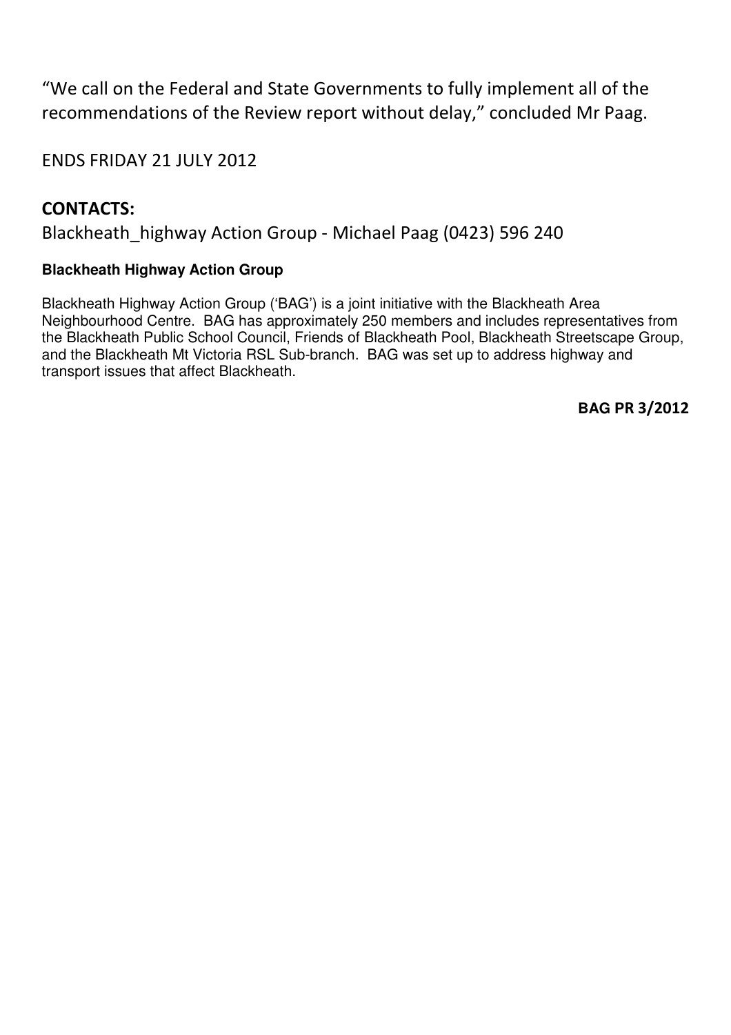"We call on the Federal and State Governments to fully implement all of the recommendations of the Review report without delay," concluded Mr Paag.

ENDS FRIDAY 21 JULY 2012

**CONTACTS:**

Blackheath_highway Action Group - Michael Paag (0423) 596 240

**Blackheath Highway Action Group**

Blackheath Highway Action Group ('BAG') is a joint initiative with the Blackheath Area Neighbourhood Centre. BAG has approximately 250 members and includes representatives from the Blackheath Public School Council, Friends of Blackheath Pool, Blackheath Streetscape Group, and the Blackheath Mt Victoria RSL Sub-branch. BAG was set up to address highway and transport issues that affect Blackheath.

**BAG PR 3/2012**